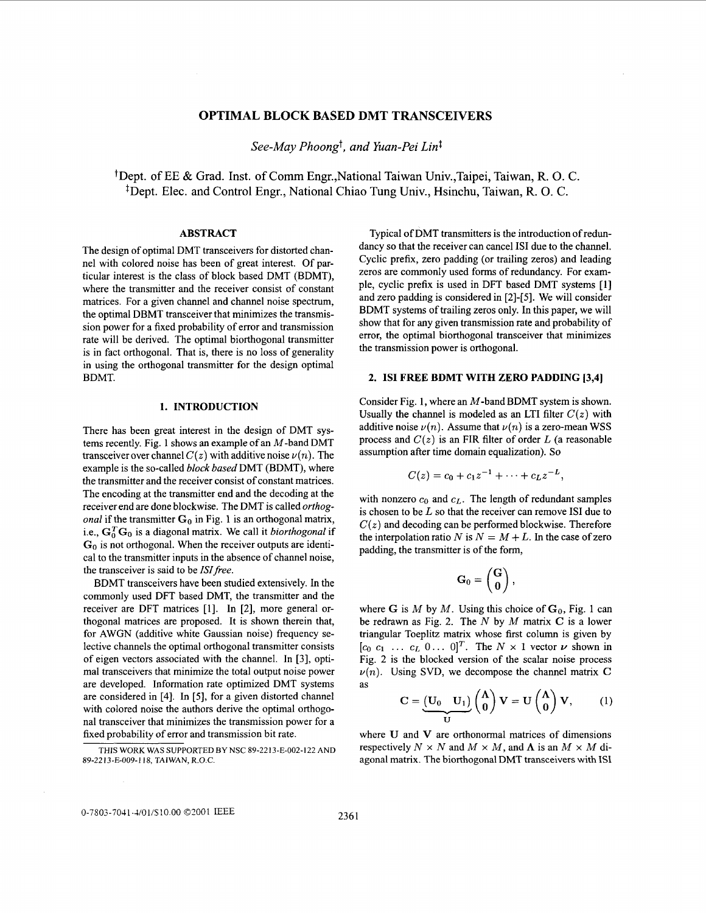# OPTIMAL BLOCK BASED DMT TRANSCEIVERS

*See-May Phoong*[†], *and Yuan-Pei Lin*[‡]

[†]Dept. of EE & Grad. Inst. of Comm Engr.,National Taiwan Univ.,Taipei, Taiwan, R. O. C.
[‡]Dept. Elec. and Control Engr., National Chiao Tung Univ., Hsinchu, Taiwan, R. O. C.

## ABSTRACT

The design of optimal DMT transceivers for distorted channel with colored noise has been of great interest. Of particular interest is the class of block based DMT (BDMT), where the transmitter and the receiver consist of constant matrices. For a given channel and channel noise spectrum, the optimal DBMT transceiver that minimizes the transmission power for a fixed probability of error and transmission rate will be derived. The optimal biorthogonal transmitter is in fact orthogonal. That is, there is no loss of generality in using the orthogonal transmitter for the design optimal BDMT.

## 1. INTRODUCTION

There has been great interest in the design of DMT systems recently. Fig. 1 shows an example of an $M$-band DMT transceiver over channel $C(z)$ with additive noise $\nu(n)$. The example is the so-called *block based* DMT (BDMT), where the transmitter and the receiver consist of constant matrices. The encoding at the transmitter end and the decoding at the receiver end are done blockwise. The DMT is called *orthogonal* if the transmitter $\mathbf{G}_0$ in Fig. 1 is an orthogonal matrix, i.e., $\mathbf{G}_0^T\mathbf{G}_0$ is a diagonal matrix. We call it *biorthogonal* if $\mathbf{G}_0$ is not orthogonal. When the receiver outputs are identical to the transmitter inputs in the absence of channel noise, the transceiver is said to be *ISI free*.

BDMT transceivers have been studied extensively. In the commonly used DFT based DMT, the transmitter and the receiver are DFT matrices [1]. In [2], more general orthogonal matrices are proposed. It is shown therein that, for AWGN (additive white Gaussian noise) frequency selective channels the optimal orthogonal transmitter consists of eigen vectors associated with the channel. In [3], optimal transceivers that minimize the total output noise power are developed. Information rate optimized DMT systems are considered in [4]. In [5], for a given distorted channel with colored noise the authors derive the optimal orthogonal transceiver that minimizes the transmission power for a fixed probability of error and transmission bit rate.

THIS WORK WAS SUPPORTED BY NSC 89-2213-E-002-122 AND 89-2213-E-009-118, TAIWAN, R.O.C.

Typical of DMT transmitters is the introduction of redundancy so that the receiver can cancel ISI due to the channel. Cyclic prefix, zero padding (or trailing zeros) and leading zeros are commonly used forms of redundancy. For example, cyclic prefix is used in DFT based DMT systems [1] and zero padding is considered in [2]-[5]. We will consider BDMT systems of trailing zeros only. In this paper, we will show that for any given transmission rate and probability of error, the optimal biorthogonal transceiver that minimizes the transmission power is orthogonal.

## 2. ISI FREE BDMT WITH ZERO PADDING [3,4]

Consider Fig. 1, where an $M$-band BDMT system is shown. Usually the channel is modeled as an LTI filter $C(z)$ with additive noise $\nu(n)$. Assume that $\nu(n)$ is a zero-mean WSS process and $C(z)$ is an FIR filter of order $L$ (a reasonable assumption after time domain equalization). So

$$C(z) = c_0 + c_1 z^{-1} + \cdots + c_L z^{-L},$$

with nonzero $c_0$ and $c_L$. The length of redundant samples is chosen to be $L$ so that the receiver can remove ISI due to $C(z)$ and decoding can be performed blockwise. Therefore the interpolation ratio $N$ is $N = M + L$. In the case of zero padding, the transmitter is of the form,

$$\mathbf{G}_0 = \begin{pmatrix} \mathbf{G} \\ \mathbf{0} \end{pmatrix},$$

where $\mathbf{G}$ is $M$ by $M$. Using this choice of $\mathbf{G}_0$, Fig. 1 can be redrawn as Fig. 2. The $N$ by $M$ matrix $\mathbf{C}$ is a lower triangular Toeplitz matrix whose first column is given by $[c_0 \; c_1 \; \ldots \; c_L \; 0 \ldots \; 0]^T$. The $N \times 1$ vector $\boldsymbol{\nu}$ shown in Fig. 2 is the blocked version of the scalar noise process $\nu(n)$. Using SVD, we decompose the channel matrix $\mathbf{C}$ as

$$\mathbf{C} = \underbrace{\begin{pmatrix} \mathbf{U}_0 & \mathbf{U}_1 \end{pmatrix}}_{\mathbf{U}} \begin{pmatrix} \boldsymbol{\Lambda} \\ \mathbf{0} \end{pmatrix} \mathbf{V} = \mathbf{U} \begin{pmatrix} \boldsymbol{\Lambda} \\ \mathbf{0} \end{pmatrix} \mathbf{V}, \qquad (1)$$

where $\mathbf{U}$ and $\mathbf{V}$ are orthonormal matrices of dimensions respectively $N \times N$ and $M \times M$, and $\boldsymbol{\Lambda}$ is an $M \times M$ diagonal matrix. The biorthogonal DMT transceivers with ISI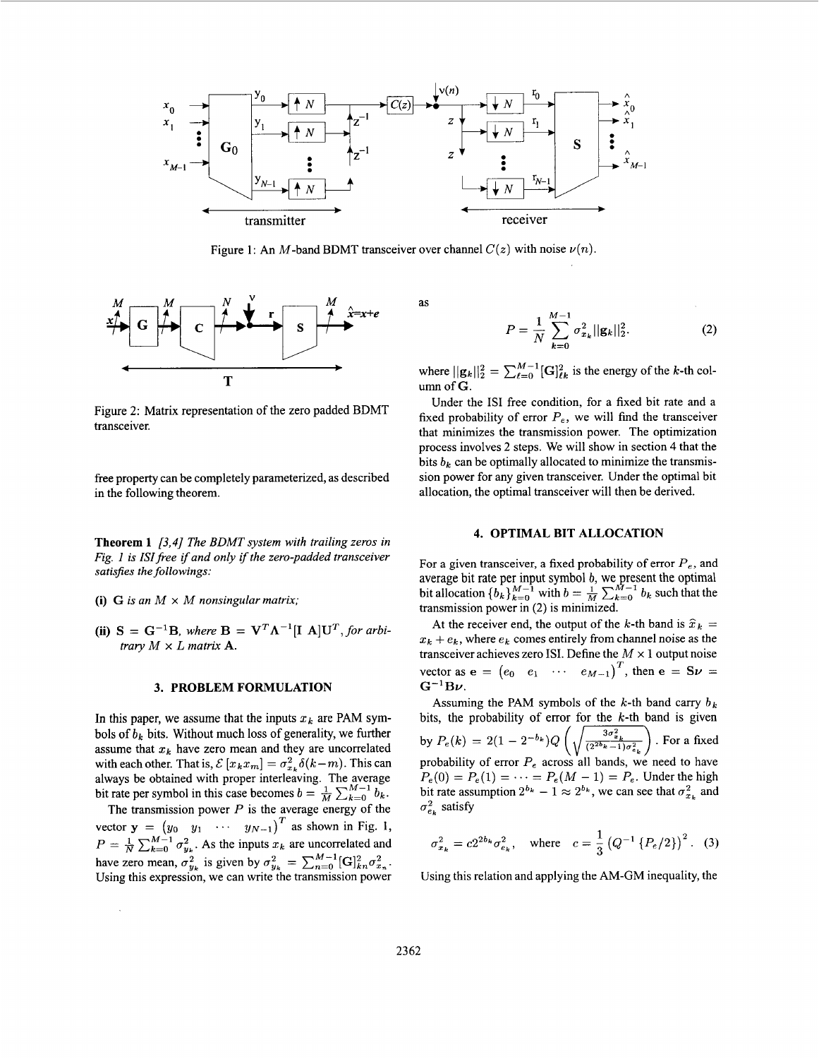Figure 1: An $M$-band BDMT transceiver over channel $C(z)$ with noise $\nu(n)$.

Figure 2: Matrix representation of the zero padded BDMT transceiver.

free property can be completely parameterized, as described in the following theorem.

**Theorem 1** *[3,4] The BDMT system with trailing zeros in Fig. 1 is ISI free if and only if the zero-padded transceiver satisfies the followings:*

**(i)** *$\mathbf{G}$ is an $M \times M$ nonsingular matrix;*

**(ii)** *$\mathbf{S} = \mathbf{G}^{-1}\mathbf{B}$, where $\mathbf{B} = \mathbf{V}^T\mathbf{\Lambda}^{-1}[\mathbf{I}\ \mathbf{A}]\mathbf{U}^T$, for arbitrary $M \times L$ matrix $\mathbf{A}$.*

## 3. PROBLEM FORMULATION

In this paper, we assume that the inputs $x_k$ are PAM symbols of $b_k$ bits. Without much loss of generality, we further assume that $x_k$ have zero mean and they are uncorrelated with each other. That is, $\mathcal{E}[x_k x_m] = \sigma_{x_k}^2 \delta(k-m)$. This can always be obtained with proper interleaving. The average bit rate per symbol in this case becomes $b = \frac{1}{M}\sum_{k=0}^{M-1} b_k$.

The transmission power $P$ is the average energy of the vector $\mathbf{y} = \begin{pmatrix} y_0 & y_1 & \cdots & y_{N-1}\end{pmatrix}^T$ as shown in Fig. 1, $P = \frac{1}{N}\sum_{k=0}^{M-1}\sigma_{y_k}^2$. As the inputs $x_k$ are uncorrelated and have zero mean, $\sigma_{y_k}^2$ is given by $\sigma_{y_k}^2 = \sum_{n=0}^{M-1}[\mathbf{G}]_{kn}^2\sigma_{x_n}^2$. Using this expression, we can write the transmission power as

$$P = \frac{1}{N}\sum_{k=0}^{M-1}\sigma_{x_k}^2 ||\mathbf{g}_k||_2^2. \tag{2}$$

where $||\mathbf{g}_k||_2^2 = \sum_{\ell=0}^{M-1}[\mathbf{G}]_{\ell k}^2$ is the energy of the $k$-th column of $\mathbf{G}$.

Under the ISI free condition, for a fixed bit rate and a fixed probability of error $P_e$, we will find the transceiver that minimizes the transmission power. The optimization process involves 2 steps. We will show in section 4 that the bits $b_k$ can be optimally allocated to minimize the transmission power for any given transceiver. Under the optimal bit allocation, the optimal transceiver will then be derived.

## 4. OPTIMAL BIT ALLOCATION

For a given transceiver, a fixed probability of error $P_e$, and average bit rate per input symbol $b$, we present the optimal bit allocation $\{b_k\}_{k=0}^{M-1}$ with $b = \frac{1}{M}\sum_{k=0}^{M-1} b_k$ such that the transmission power in (2) is minimized.

At the receiver end, the output of the $k$-th band is $\widehat{x}_k = x_k + e_k$, where $e_k$ comes entirely from channel noise as the transceiver achieves zero ISI. Define the $M \times 1$ output noise vector as $\mathbf{e} = \begin{pmatrix} e_0 & e_1 & \cdots & e_{M-1}\end{pmatrix}^T$, then $\mathbf{e} = \mathbf{S}\boldsymbol{\nu} = \mathbf{G}^{-1}\mathbf{B}\boldsymbol{\nu}$.

Assuming the PAM symbols of the $k$-th band carry $b_k$ bits, the probability of error for the $k$-th band is given by $P_e(k) = 2(1-2^{-b_k})Q\left(\sqrt{\frac{3\sigma_{x_k}^2}{(2^{2b_k}-1)\sigma_{e_k}^2}}\right)$. For a fixed probability of error $P_e$ across all bands, we need to have $P_e(0) = P_e(1) = \cdots = P_e(M-1) = P_e$. Under the high bit rate assumption $2^{b_k} - 1 \approx 2^{b_k}$, we can see that $\sigma_{x_k}^2$ and $\sigma_{e_k}^2$ satisfy

$$\sigma_{x_k}^2 = c2^{2b_k}\sigma_{e_k}^2, \quad \text{where} \quad c = \frac{1}{3}\left(Q^{-1}\{P_e/2\}\right)^2. \tag{3}$$

Using this relation and applying the AM-GM inequality, the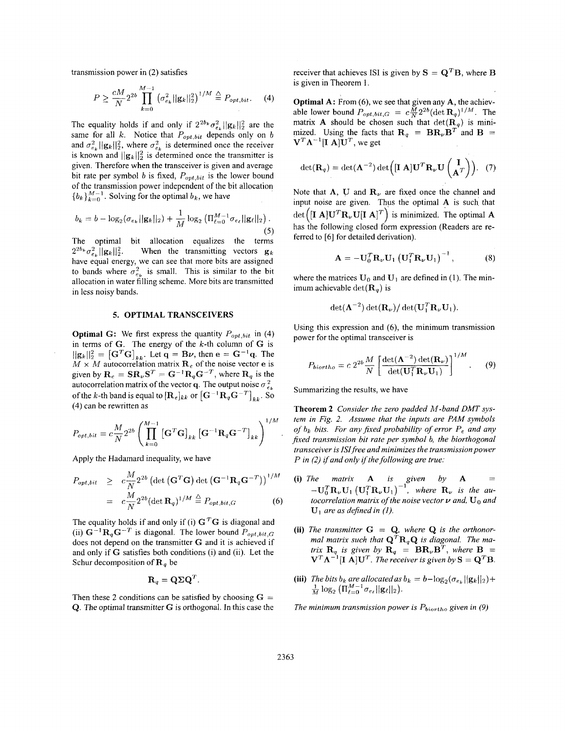transmission power in (2) satisfies

$$P \geq \frac{cM}{N} 2^{2b} \prod_{k=0}^{M-1} \left(\sigma_{e_k}^2 ||\mathbf{g}_k||_2^2\right)^{1/M} \triangleq P_{opt,bit}. \quad (4)$$

The equality holds if and only if $2^{2b_k}\sigma_{e_k}^2 ||\mathbf{g}_k||_2^2$ are the same for all $k$. Notice that $P_{opt,bit}$ depends only on $b$ and $\sigma_{e_k}^2||\mathbf{g}_k||_2^2$, where $\sigma_{e_k}^2$ is determined once the receiver is known and $||\mathbf{g}_k||_2^2$ is determined once the transmitter is given. Therefore when the transceiver is given and average bit rate per symbol $b$ is fixed, $P_{opt,bit}$ is the lower bound of the transmission power independent of the bit allocation $\{b_k\}_{k=0}^{M-1}$. Solving for the optimal $b_k$, we have

$$b_k = b - \log_2(\sigma_{e_k}||\mathbf{g}_k||_2) + \frac{1}{M}\log_2\left(\Pi_{\ell=0}^{M-1}\sigma_{e_\ell}||\mathbf{g}_\ell||_2\right). \quad (5)$$

The optimal bit allocation equalizes the terms $2^{2b_k}\sigma_{e_k}^2||\mathbf{g}_k||_2^2$. When the transmitting vectors $\mathbf{g}_k$ have equal energy, we can see that more bits are assigned to bands where $\sigma_{e_k}^2$ is small. This is similar to the bit allocation in water filling scheme. More bits are transmitted in less noisy bands.

## 5. OPTIMAL TRANSCEIVERS

**Optimal G:** We first express the quantity $P_{opt,bit}$ in (4) in terms of $\mathbf{G}$. The energy of the $k$-th column of $\mathbf{G}$ is $||\mathbf{g}_k||_2^2 = [\mathbf{G}^T\mathbf{G}]_{kk}$. Let $\mathbf{q} = \mathbf{B}\boldsymbol{\nu}$, then $\mathbf{e} = \mathbf{G}^{-1}\mathbf{q}$. The $M \times M$ autocorrelation matrix $\mathbf{R}_e$ of the noise vector $\mathbf{e}$ is given by $\mathbf{R}_e = \mathbf{S}\mathbf{R}_\nu\mathbf{S}^T = \mathbf{G}^{-1}\mathbf{R}_q\mathbf{G}^{-T}$, where $\mathbf{R}_q$ is the autocorrelation matrix of the vector $\mathbf{q}$. The output noise $\sigma_{e_k}^2$ of the $k$-th band is equal to $[\mathbf{R}_e]_{kk}$ or $\left[\mathbf{G}^{-1}\mathbf{R}_q\mathbf{G}^{-T}\right]_{kk}$. So (4) can be rewritten as

$$P_{opt,bit} = c\frac{M}{N}2^{2b}\left(\prod_{k=0}^{M-1}\left[\mathbf{G}^T\mathbf{G}\right]_{kk}\left[\mathbf{G}^{-1}\mathbf{R}_q\mathbf{G}^{-T}\right]_{kk}\right)^{1/M}.$$

Apply the Hadamard inequality, we have

$$\begin{aligned} P_{opt,bit} &\geq c\frac{M}{N}2^{2b}\left(\det\left(\mathbf{G}^T\mathbf{G}\right)\det\left(\mathbf{G}^{-1}\mathbf{R}_q\mathbf{G}^{-T}\right)\right)^{1/M} \\ &= c\frac{M}{N}2^{2b}(\det\mathbf{R}_q)^{1/M} \triangleq P_{opt,bit,G} \end{aligned} \quad (6)$$

The equality holds if and only if (i) $\mathbf{G}^T\mathbf{G}$ is diagonal and (ii) $\mathbf{G}^{-1}\mathbf{R}_q\mathbf{G}^{-T}$ is diagonal. The lower bound $P_{opt,bit,G}$ does not depend on the transmitter $\mathbf{G}$ and it is achieved if and only if $\mathbf{G}$ satisfies both conditions (i) and (ii). Let the Schur decomposition of $\mathbf{R}_q$ be

$$\mathbf{R}_q = \mathbf{Q}\boldsymbol{\Sigma}\mathbf{Q}^T.$$

Then these 2 conditions can be satisfied by choosing $\mathbf{G} = \mathbf{Q}$. The optimal transmitter $\mathbf{G}$ is orthogonal. In this case the receiver that achieves ISI is given by $\mathbf{S} = \mathbf{Q}^T\mathbf{B}$, where $\mathbf{B}$ is given in Theorem 1.

**Optimal A:** From (6), we see that given any $\mathbf{A}$, the achievable lower bound $P_{opt,bit,G} = c\frac{M}{N}2^{2b}(\det\mathbf{R}_q)^{1/M}$. The matrix $\mathbf{A}$ should be chosen such that $\det(\mathbf{R}_q)$ is minimized. Using the facts that $\mathbf{R}_q = \mathbf{B}\mathbf{R}_\nu\mathbf{B}^T$ and $\mathbf{B} = \mathbf{V}^T\boldsymbol{\Lambda}^{-1}[\mathbf{I}\ \mathbf{A}]\mathbf{U}^T$, we get

$$\det(\mathbf{R}_q) = \det(\boldsymbol{\Lambda}^{-2})\det\Big([\mathbf{I}\ \mathbf{A}]\mathbf{U}^T\mathbf{R}_\nu\mathbf{U}\begin{pmatrix}\mathbf{I}\\ \mathbf{A}^T\end{pmatrix}\Big). \quad (7)$$

Note that $\mathbf{A}$, $\mathbf{U}$ and $\mathbf{R}_\nu$ are fixed once the channel and input noise are given. Thus the optimal $\mathbf{A}$ is such that $\det\Big([\mathbf{I}\ \mathbf{A}]\mathbf{U}^T\mathbf{R}_\nu\mathbf{U}[\mathbf{I}\ \mathbf{A}]^T\Big)$ is minimized. The optimal $\mathbf{A}$ has the following closed form expression (Readers are referred to [6] for detailed derivation).

$$\mathbf{A} = -\mathbf{U}_0^T\mathbf{R}_\nu\mathbf{U}_1\left(\mathbf{U}_1^T\mathbf{R}_\nu\mathbf{U}_1\right)^{-1}, \quad (8)$$

where the matrices $\mathbf{U}_0$ and $\mathbf{U}_1$ are defined in (1). The minimum achievable $\det(\mathbf{R}_q)$ is

$$\det(\boldsymbol{\Lambda}^{-2})\det(\mathbf{R}_\nu)/\det(\mathbf{U}_1^T\mathbf{R}_\nu\mathbf{U}_1).$$

Using this expression and (6), the minimum transmission power for the optimal transceiver is

$$P_{biortho} = c\,2^{2b}\frac{M}{N}\left[\frac{\det(\boldsymbol{\Lambda}^{-2})\det(\mathbf{R}_\nu)}{\det(\mathbf{U}_1^T\mathbf{R}_\nu\mathbf{U}_1)}\right]^{1/M}. \quad (9)$$

Summarizing the results, we have

**Theorem 2** *Consider the zero padded $M$-band DMT system in Fig. 2. Assume that the inputs are PAM symbols of $b_k$ bits. For any fixed probability of error $P_e$ and any fixed transmission bit rate per symbol $b$, the biorthogonal transceiver is ISI free and minimizes the transmission power $P$ in (2) if and only if the following are true:*

- **(i)** *The matrix $\mathbf{A}$ is given by $\mathbf{A} = -\mathbf{U}_0^T\mathbf{R}_\nu\mathbf{U}_1\left(\mathbf{U}_1^T\mathbf{R}_\nu\mathbf{U}_1\right)^{-1}$, where $\mathbf{R}_\nu$ is the autocorrelation matrix of the noise vector $\boldsymbol{\nu}$ and, $\mathbf{U}_0$ and $\mathbf{U}_1$ are as defined in (1).*

- **(ii)** *The transmitter $\mathbf{G} = \mathbf{Q}$, where $\mathbf{Q}$ is the orthonormal matrix such that $\mathbf{Q}^T\mathbf{R}_q\mathbf{Q}$ is diagonal. The matrix $\mathbf{R}_q$ is given by $\mathbf{R}_q = \mathbf{B}\mathbf{R}_\nu\mathbf{B}^T$, where $\mathbf{B} = \mathbf{V}^T\boldsymbol{\Lambda}^{-1}[\mathbf{I}\ \mathbf{A}]\mathbf{U}^T$. The receiver is given by $\mathbf{S} = \mathbf{Q}^T\mathbf{B}$.*

- **(iii)** *The bits $b_k$ are allocated as $b_k = b - \log_2(\sigma_{e_k}||\mathbf{g}_k||_2) + \frac{1}{M}\log_2\left(\Pi_{\ell=0}^{M-1}\sigma_{e_\ell}||\mathbf{g}_\ell||_2\right)$.*

*The minimum transmission power is $P_{biortho}$ given in (9)*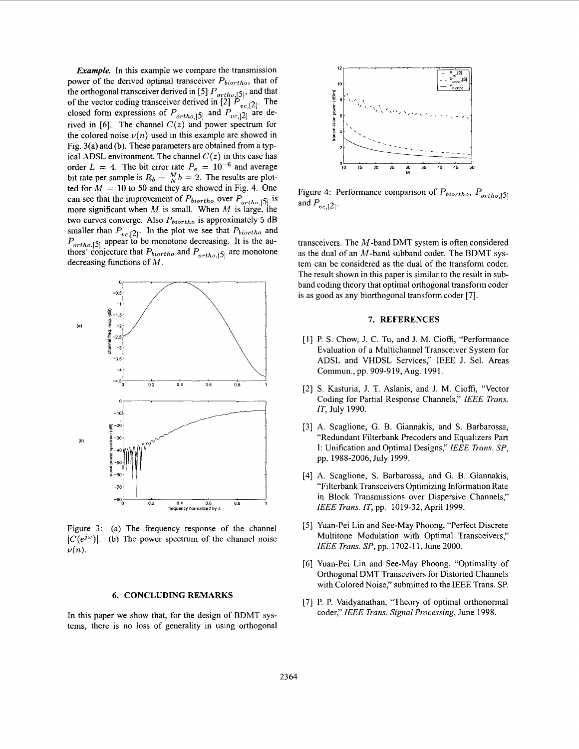***Example.*** In this example we compare the transmission power of the derived optimal transceiver $P_{biortho}$, that of the orthogonal transceiver derived in [5] $P_{ortho,[5]}$, and that of the vector coding transceiver derived in [2] $P_{vc,[2]}$. The closed form expressions of $P_{ortho,[5]}$ and $P_{vc,[2]}$ are derived in [6]. The channel $C(z)$ and power spectrum for the colored noise $\nu(n)$ used in this example are showed in Fig. 3(a) and (b). These parameters are obtained from a typical ADSL environment. The channel $C(z)$ in this case has order $L = 4$. The bit error rate $P_e = 10^{-6}$ and average bit rate per sample is $R_b = \frac{M}{N}b = 2$. The results are plotted for $M = 10$ to 50 and they are showed in Fig. 4. One can see that the improvement of $P_{biortho}$ over $P_{ortho,[5]}$ is more significant when $M$ is small. When $M$ is large, the two curves converge. Also $P_{biortho}$ is approximately 5 dB smaller than $P_{vc,[2]}$. In the plot we see that $P_{biortho}$ and $P_{ortho,[5]}$ appear to be monotone decreasing. It is the authors' conjecture that $P_{biortho}$ and $P_{ortho,[5]}$ are monotone decreasing functions of $M$.

(a)

channel freq. resp. (dB)

0 -0.5 -1 -1.5 -2 -2.5 -3 -3.5 -4 -4.5

0 0.2 0.4 0.6 0.8 1

(b)

noise power spectrum (dB)

0 -10 -20 -30 -40 -50 -60 -70 -80

0 0.2 0.4 0.6 0.8 1

frequency normalized by π

Figure 3: (a) The frequency response of the channel $|C(e^{j\omega})|$. (b) The power spectrum of the channel noise $\nu(n)$.

12 10 8 6 4 2 0

transmission power (dBm)

10 15 20 25 30 35 40 45 50

M

$P_{vc,[2]}$

$P_{ortho,[5]}$

$P_{biortho}$

Figure 4: Performance comparison of $P_{biortho}$, $P_{ortho,[5]}$ and $P_{vc,[2]}$.

## 6. CONCLUDING REMARKS

In this paper we show that, for the design of BDMT systems, there is no loss of generality in using orthogonal transceivers. The $M$-band DMT system is often considered as the dual of an $M$-band subband coder. The BDMT system can be considered as the dual of the transform coder. The result shown in this paper is similar to the result in subband coding theory that optimal orthogonal transform coder is as good as any biorthogonal transform coder [7].

## 7. REFERENCES

[1] P. S. Chow, J. C. Tu, and J. M. Cioffi, "Performance Evaluation of a Multichannel Transceiver System for ADSL and VHDSL Services," IEEE J. Sel. Areas Commun., pp. 909-919, Aug. 1991.

[2] S. Kasturia, J. T. Aslanis, and J. M. Cioffi, "Vector Coding for Partial Response Channels," *IEEE Trans. IT*, July 1990.

[3] A. Scaglione, G. B. Giannakis, and S. Barbarossa, "Redundant Filterbank Precoders and Equalizers Part I: Unification and Optimal Designs," *IEEE Trans. SP*, pp. 1988-2006, July 1999.

[4] A. Scaglione, S. Barbarossa, and G. B. Giannakis, "Filterbank Transceivers Optimizing Information Rate in Block Transmissions over Dispersive Channels," *IEEE Trans. IT*, pp. 1019-32, April 1999.

[5] Yuan-Pei Lin and See-May Phoong, "Perfect Discrete Multitone Modulation with Optimal Transceivers," *IEEE Trans. SP*, pp. 1702-11, June 2000.

[6] Yuan-Pei Lin and See-May Phoong, "Optimality of Orthogonal DMT Transceivers for Distorted Channels with Colored Noise," submitted to the IEEE Trans. SP.

[7] P. P. Vaidyanathan, "Theory of optimal orthonormal coder," *IEEE Trans. Signal Processing*, June 1998.